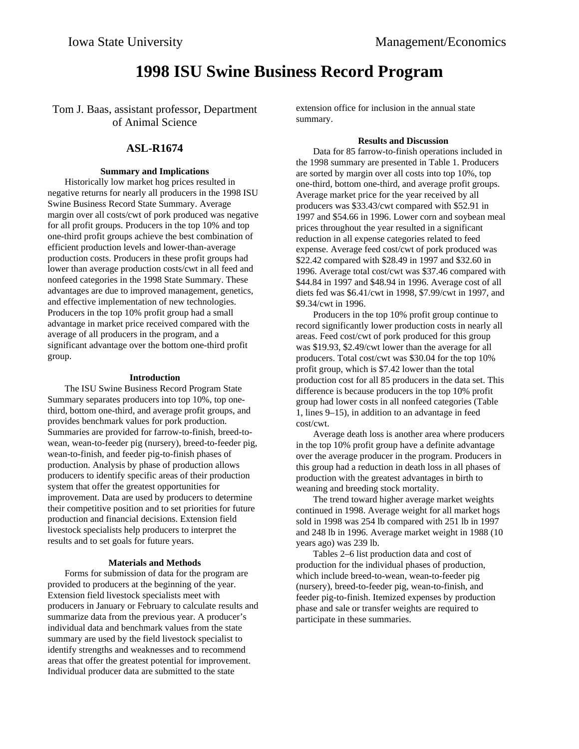# 1998 ISU Swine Business Record Program

Tom J. Baas, assistant professor, Department of Animal Science

## ASL-R1674

### Summary and Implications

Historically low market hog prices resulted in negative returns for nearly all producers in the 1998 ISU Swine Business Record State Summary. Average margin over all costs/cwt of pork produced was negative for all profit groups. Producers in the top 10% and top one-third profit groups achieve the best combination of efficient production levels and lower-than-average production costs. Producers in these profit groups had lower than average production costs/cwt in all feed and nonfeed categories in the 1998 State Summary. These advantages are due to improved management, genetics, and effective implementation of new technologies. Producers in the top 10% profit group had a small advantage in market price received compared with the average of all producers in the program, and a significant advantage over the bottom one-third profit group.

### Introduction

The ISU Swine Business Record Program State Summary separates producers into top 10%, top one-third, bottom one-third, and average profit groups, and provides benchmark values for pork production. Summaries are provided for farrow-to-finish, breed-to-wean, wean-to-feeder pig (nursery), breed-to-feeder pig, wean-to-finish, and feeder pig-to-finish phases of production. Analysis by phase of production allows producers to identify specific areas of their production system that offer the greatest opportunities for improvement. Data are used by producers to determine their competitive position and to set priorities for future production and financial decisions. Extension field livestock specialists help producers to interpret the results and to set goals for future years.

### Materials and Methods

Forms for submission of data for the program are provided to producers at the beginning of the year. Extension field livestock specialists meet with producers in January or February to calculate results and summarize data from the previous year. A producer's individual data and benchmark values from the state summary are used by the field livestock specialist to identify strengths and weaknesses and to recommend areas that offer the greatest potential for improvement. Individual producer data are submitted to the state extension office for inclusion in the annual state summary.

### Results and Discussion

Data for 85 farrow-to-finish operations included in the 1998 summary are presented in Table 1. Producers are sorted by margin over all costs into top 10%, top one-third, bottom one-third, and average profit groups. Average market price for the year received by all producers was $33.43/cwt compared with $52.91 in 1997 and $54.66 in 1996. Lower corn and soybean meal prices throughout the year resulted in a significant reduction in all expense categories related to feed expense. Average feed cost/cwt of pork produced was $22.42 compared with $28.49 in 1997 and $32.60 in 1996. Average total cost/cwt was $37.46 compared with $44.84 in 1997 and $48.94 in 1996. Average cost of all diets fed was $6.41/cwt in 1998, $7.99/cwt in 1997, and $9.34/cwt in 1996.

Producers in the top 10% profit group continue to record significantly lower production costs in nearly all areas. Feed cost/cwt of pork produced for this group was $19.93, $2.49/cwt lower than the average for all producers. Total cost/cwt was $30.04 for the top 10% profit group, which is $7.42 lower than the total production cost for all 85 producers in the data set. This difference is because producers in the top 10% profit group had lower costs in all nonfeed categories (Table 1, lines 9–15), in addition to an advantage in feed cost/cwt.

Average death loss is another area where producers in the top 10% profit group have a definite advantage over the average producer in the program. Producers in this group had a reduction in death loss in all phases of production with the greatest advantages in birth to weaning and breeding stock mortality.

The trend toward higher average market weights continued in 1998. Average weight for all market hogs sold in 1998 was 254 lb compared with 251 lb in 1997 and 248 lb in 1996. Average market weight in 1988 (10 years ago) was 239 lb.

Tables 2–6 list production data and cost of production for the individual phases of production, which include breed-to-wean, wean-to-feeder pig (nursery), breed-to-feeder pig, wean-to-finish, and feeder pig-to-finish. Itemized expenses by production phase and sale or transfer weights are required to participate in these summaries.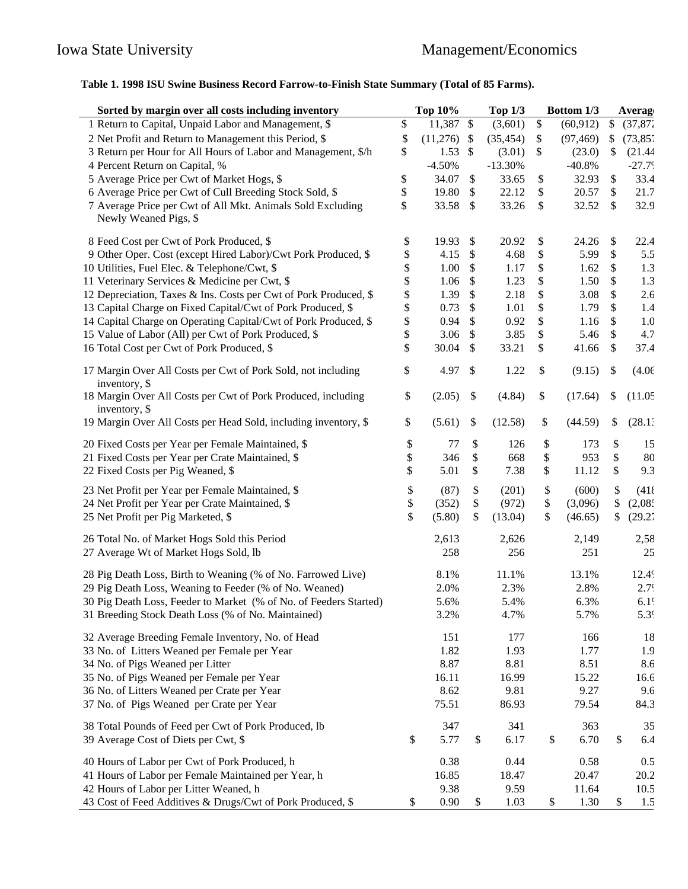**Table 1. 1998 ISU Swine Business Record Farrow-to-Finish State Summary (Total of 85 Farms).**

| Sorted by margin over all costs including inventory | Top 10% | Top 1/3 | Bottom 1/3 | Averag |
|---|---|---|---|---|
| 1 Return to Capital, Unpaid Labor and Management, $ | $ 11,387 | $ (3,601) | $ (60,912) | $ (37,87 |
| 2 Net Profit and Return to Management this Period, $ | $ (11,276) | $ (35,454) | $ (97,469) | $ (73,85 |
| 3 Return per Hour for All Hours of Labor and Management, $/h | $ 1.53 | $ (3.01) | $ (23.0) | $ (21.44 |
| 4 Percent Return on Capital, % | -4.50% | -13.30% | -40.8% | -27.7 |
| 5 Average Price per Cwt of Market Hogs, $ | $ 34.07 | $ 33.65 | $ 32.93 | $ 33.4 |
| 6 Average Price per Cwt of Cull Breeding Stock Sold, $ | $ 19.80 | $ 22.12 | $ 20.57 | $ 21.7 |
| 7 Average Price per Cwt of All Mkt. Animals Sold Excluding Newly Weaned Pigs, $ | $ 33.58 | $ 33.26 | $ 32.52 | $ 32.9 |
| 8 Feed Cost per Cwt of Pork Produced, $ | $ 19.93 | $ 20.92 | $ 24.26 | $ 22.4 |
| 9 Other Oper. Cost (except Hired Labor)/Cwt Pork Produced, $ | $ 4.15 | $ 4.68 | $ 5.99 | $ 5.5 |
| 10 Utilities, Fuel Elec. & Telephone/Cwt, $ | $ 1.00 | $ 1.17 | $ 1.62 | $ 1.3 |
| 11 Veterinary Services & Medicine per Cwt, $ | $ 1.06 | $ 1.23 | $ 1.50 | $ 1.3 |
| 12 Depreciation, Taxes & Ins. Costs per Cwt of Pork Produced, $ | $ 1.39 | $ 2.18 | $ 3.08 | $ 2.6 |
| 13 Capital Charge on Fixed Capital/Cwt of Pork Produced, $ | $ 0.73 | $ 1.01 | $ 1.79 | $ 1.4 |
| 14 Capital Charge on Operating Capital/Cwt of Pork Produced, $ | $ 0.94 | $ 0.92 | $ 1.16 | $ 1.0 |
| 15 Value of Labor (All) per Cwt of Pork Produced, $ | $ 3.06 | $ 3.85 | $ 5.46 | $ 4.7 |
| 16 Total Cost per Cwt of Pork Produced, $ | $ 30.04 | $ 33.21 | $ 41.66 | $ 37.4 |
| 17 Margin Over All Costs per Cwt of Pork Sold, not including inventory, $ | $ 4.97 | $ 1.22 | $ (9.15) | $ (4.06 |
| 18 Margin Over All Costs per Cwt of Pork Produced, including inventory, $ | $ (2.05) | $ (4.84) | $ (17.64) | $ (11.05 |
| 19 Margin Over All Costs per Head Sold, including inventory, $ | $ (5.61) | $ (12.58) | $ (44.59) | $ (28.1 |
| 20 Fixed Costs per Year per Female Maintained, $ | $ 77 | $ 126 | $ 173 | $ 15 |
| 21 Fixed Costs per Year per Crate Maintained, $ | $ 346 | $ 668 | $ 953 | $ 80 |
| 22 Fixed Costs per Pig Weaned, $ | $ 5.01 | $ 7.38 | $ 11.12 | $ 9.3 |
| 23 Net Profit per Year per Female Maintained, $ | $ (87) | $ (201) | $ (600) | $ (41 |
| 24 Net Profit per Year per Crate Maintained, $ | $ (352) | $ (972) | $ (3,096) | $ (2,08 |
| 25 Net Profit per Pig Marketed, $ | $ (5.80) | $ (13.04) | $ (46.65) | $ (29.2 |
| 26 Total No. of Market Hogs Sold this Period | 2,613 | 2,626 | 2,149 | 2,58 |
| 27 Average Wt of Market Hogs Sold, lb | 258 | 256 | 251 | 25 |
| 28 Pig Death Loss, Birth to Weaning (% of No. Farrowed Live) | 8.1% | 11.1% | 13.1% | 12.4 |
| 29 Pig Death Loss, Weaning to Feeder (% of No. Weaned) | 2.0% | 2.3% | 2.8% | 2.7 |
| 30 Pig Death Loss, Feeder to Market (% of No. of Feeders Started) | 5.6% | 5.4% | 6.3% | 6.1 |
| 31 Breeding Stock Death Loss (% of No. Maintained) | 3.2% | 4.7% | 5.7% | 5.3 |
| 32 Average Breeding Female Inventory, No. of Head | 151 | 177 | 166 | 18 |
| 33 No. of Litters Weaned per Female per Year | 1.82 | 1.93 | 1.77 | 1.9 |
| 34 No. of Pigs Weaned per Litter | 8.87 | 8.81 | 8.51 | 8.6 |
| 35 No. of Pigs Weaned per Female per Year | 16.11 | 16.99 | 15.22 | 16.6 |
| 36 No. of Litters Weaned per Crate per Year | 8.62 | 9.81 | 9.27 | 9.6 |
| 37 No. of Pigs Weaned per Crate per Year | 75.51 | 86.93 | 79.54 | 84.3 |
| 38 Total Pounds of Feed per Cwt of Pork Produced, lb | 347 | 341 | 363 | 35 |
| 39 Average Cost of Diets per Cwt, $ | $ 5.77 | $ 6.17 | $ 6.70 | $ 6.4 |
| 40 Hours of Labor per Cwt of Pork Produced, h | 0.38 | 0.44 | 0.58 | 0.5 |
| 41 Hours of Labor per Female Maintained per Year, h | 16.85 | 18.47 | 20.47 | 20.2 |
| 42 Hours of Labor per Litter Weaned, h | 9.38 | 9.59 | 11.64 | 10.5 |
| 43 Cost of Feed Additives & Drugs/Cwt of Pork Produced, $ | $ 0.90 | $ 1.03 | $ 1.30 | $ 1.5 |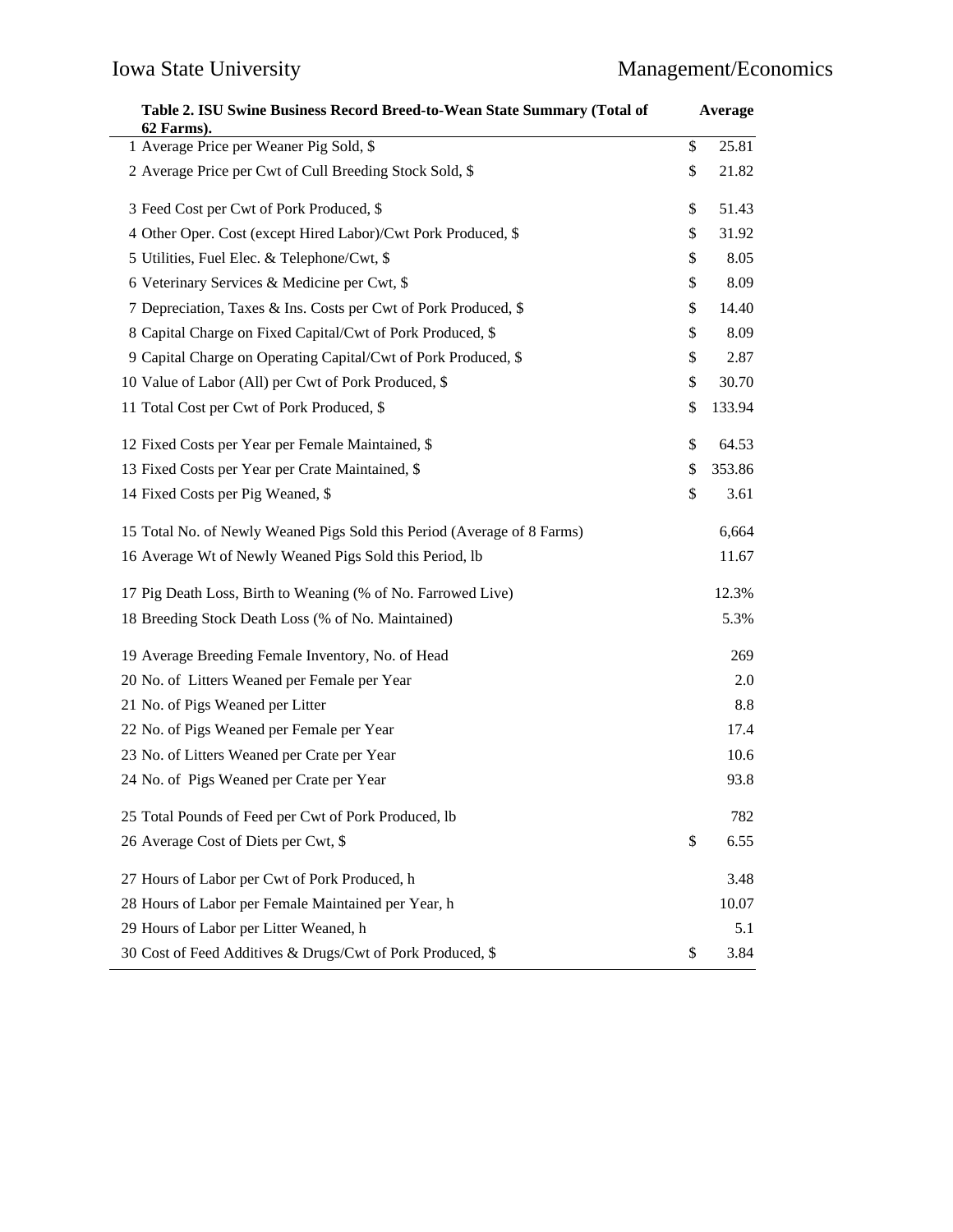| Table 2. ISU Swine Business Record Breed-to-Wean State Summary (Total of 62 Farms). | Average |
|---|---|
| 1 Average Price per Weaner Pig Sold, $ | $ 25.81 |
| 2 Average Price per Cwt of Cull Breeding Stock Sold, $ | $ 21.82 |
| 3 Feed Cost per Cwt of Pork Produced, $ | $ 51.43 |
| 4 Other Oper. Cost (except Hired Labor)/Cwt Pork Produced, $ | $ 31.92 |
| 5 Utilities, Fuel Elec. & Telephone/Cwt, $ | $ 8.05 |
| 6 Veterinary Services & Medicine per Cwt, $ | $ 8.09 |
| 7 Depreciation, Taxes & Ins. Costs per Cwt of Pork Produced, $ | $ 14.40 |
| 8 Capital Charge on Fixed Capital/Cwt of Pork Produced, $ | $ 8.09 |
| 9 Capital Charge on Operating Capital/Cwt of Pork Produced, $ | $ 2.87 |
| 10 Value of Labor (All) per Cwt of Pork Produced, $ | $ 30.70 |
| 11 Total Cost per Cwt of Pork Produced, $ | $ 133.94 |
| 12 Fixed Costs per Year per Female Maintained, $ | $ 64.53 |
| 13 Fixed Costs per Year per Crate Maintained, $ | $ 353.86 |
| 14 Fixed Costs per Pig Weaned, $ | $ 3.61 |
| 15 Total No. of Newly Weaned Pigs Sold this Period (Average of 8 Farms) | 6,664 |
| 16 Average Wt of Newly Weaned Pigs Sold this Period, lb | 11.67 |
| 17 Pig Death Loss, Birth to Weaning (% of No. Farrowed Live) | 12.3% |
| 18 Breeding Stock Death Loss (% of No. Maintained) | 5.3% |
| 19 Average Breeding Female Inventory, No. of Head | 269 |
| 20 No. of Litters Weaned per Female per Year | 2.0 |
| 21 No. of Pigs Weaned per Litter | 8.8 |
| 22 No. of Pigs Weaned per Female per Year | 17.4 |
| 23 No. of Litters Weaned per Crate per Year | 10.6 |
| 24 No. of Pigs Weaned per Crate per Year | 93.8 |
| 25 Total Pounds of Feed per Cwt of Pork Produced, lb | 782 |
| 26 Average Cost of Diets per Cwt, $ | $ 6.55 |
| 27 Hours of Labor per Cwt of Pork Produced, h | 3.48 |
| 28 Hours of Labor per Female Maintained per Year, h | 10.07 |
| 29 Hours of Labor per Litter Weaned, h | 5.1 |
| 30 Cost of Feed Additives & Drugs/Cwt of Pork Produced, $ | $ 3.84 |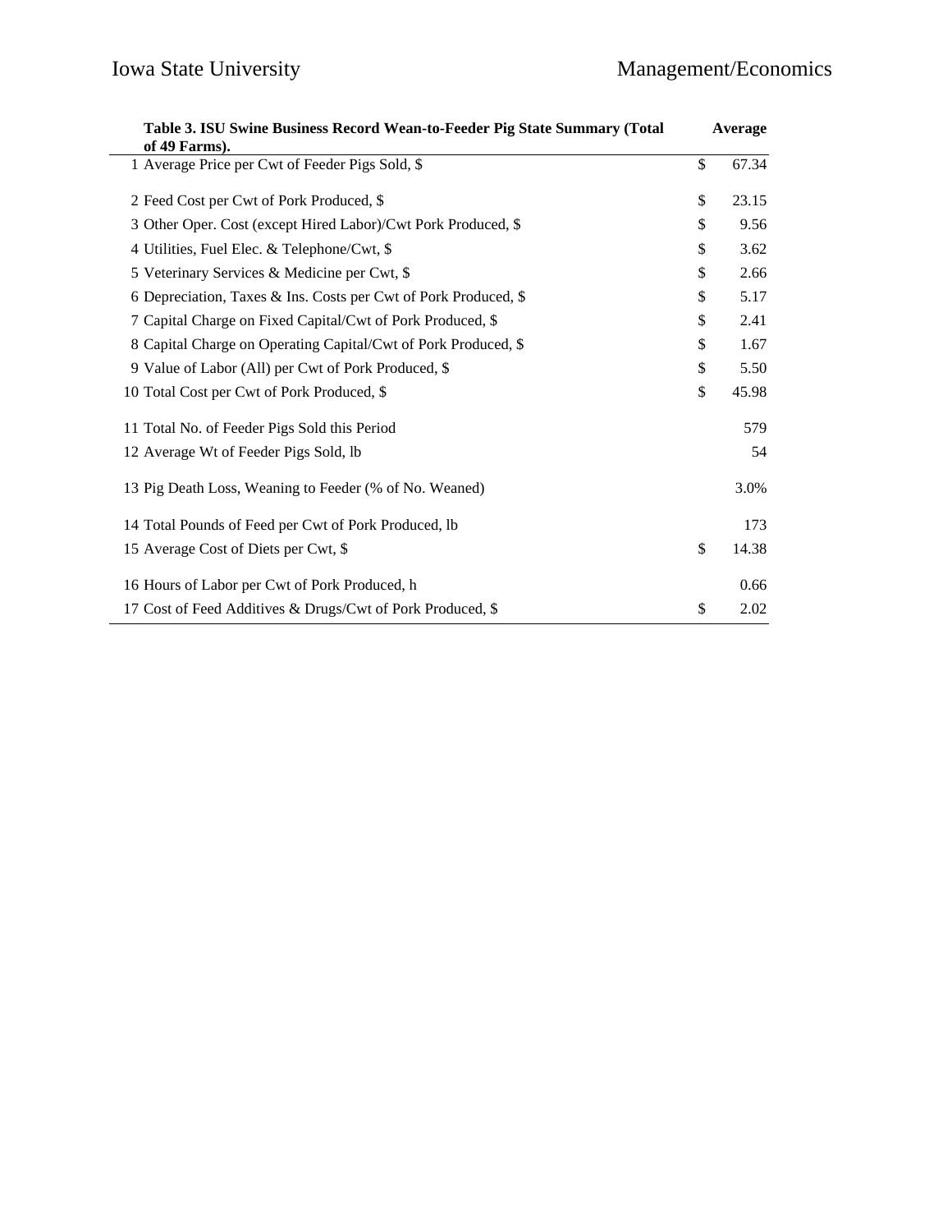| Table 3. ISU Swine Business Record Wean-to-Feeder Pig State Summary (Total of 49 Farms). | Average |
|---|---|
| 1 Average Price per Cwt of Feeder Pigs Sold, $ | $ 67.34 |
| 2 Feed Cost per Cwt of Pork Produced, $ | $ 23.15 |
| 3 Other Oper. Cost (except Hired Labor)/Cwt Pork Produced, $ | $ 9.56 |
| 4 Utilities, Fuel Elec. & Telephone/Cwt, $ | $ 3.62 |
| 5 Veterinary Services & Medicine per Cwt, $ | $ 2.66 |
| 6 Depreciation, Taxes & Ins. Costs per Cwt of Pork Produced, $ | $ 5.17 |
| 7 Capital Charge on Fixed Capital/Cwt of Pork Produced, $ | $ 2.41 |
| 8 Capital Charge on Operating Capital/Cwt of Pork Produced, $ | $ 1.67 |
| 9 Value of Labor (All) per Cwt of Pork Produced, $ | $ 5.50 |
| 10 Total Cost per Cwt of Pork Produced, $ | $ 45.98 |
| 11 Total No. of Feeder Pigs Sold this Period | 579 |
| 12 Average Wt of Feeder Pigs Sold, lb | 54 |
| 13 Pig Death Loss, Weaning to Feeder (% of No. Weaned) | 3.0% |
| 14 Total Pounds of Feed per Cwt of Pork Produced, lb | 173 |
| 15 Average Cost of Diets per Cwt, $ | $ 14.38 |
| 16 Hours of Labor per Cwt of Pork Produced, h | 0.66 |
| 17 Cost of Feed Additives & Drugs/Cwt of Pork Produced, $ | $ 2.02 |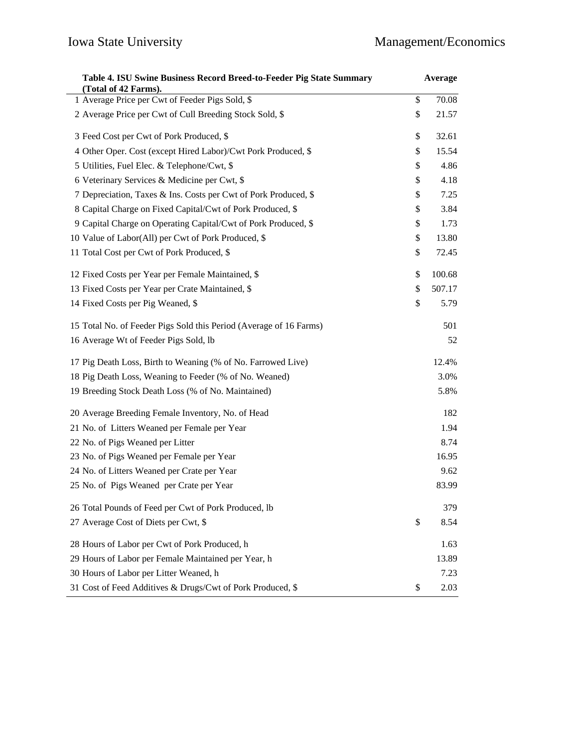| Table 4. ISU Swine Business Record Breed-to-Feeder Pig State Summary (Total of 42 Farms). | | Average |
|---|---|---|
| 1 Average Price per Cwt of Feeder Pigs Sold, $ | $ | 70.08 |
| 2 Average Price per Cwt of Cull Breeding Stock Sold, $ | $ | 21.57 |
| 3 Feed Cost per Cwt of Pork Produced, $ | $ | 32.61 |
| 4 Other Oper. Cost (except Hired Labor)/Cwt Pork Produced, $ | $ | 15.54 |
| 5 Utilities, Fuel Elec. & Telephone/Cwt, $ | $ | 4.86 |
| 6 Veterinary Services & Medicine per Cwt, $ | $ | 4.18 |
| 7 Depreciation, Taxes & Ins. Costs per Cwt of Pork Produced, $ | $ | 7.25 |
| 8 Capital Charge on Fixed Capital/Cwt of Pork Produced, $ | $ | 3.84 |
| 9 Capital Charge on Operating Capital/Cwt of Pork Produced, $ | $ | 1.73 |
| 10 Value of Labor(All) per Cwt of Pork Produced, $ | $ | 13.80 |
| 11 Total Cost per Cwt of Pork Produced, $ | $ | 72.45 |
| 12 Fixed Costs per Year per Female Maintained, $ | $ | 100.68 |
| 13 Fixed Costs per Year per Crate Maintained, $ | $ | 507.17 |
| 14 Fixed Costs per Pig Weaned, $ | $ | 5.79 |
| 15 Total No. of Feeder Pigs Sold this Period (Average of 16 Farms) | | 501 |
| 16 Average Wt of Feeder Pigs Sold, lb | | 52 |
| 17 Pig Death Loss, Birth to Weaning (% of No. Farrowed Live) | | 12.4% |
| 18 Pig Death Loss, Weaning to Feeder (% of No. Weaned) | | 3.0% |
| 19 Breeding Stock Death Loss (% of No. Maintained) | | 5.8% |
| 20 Average Breeding Female Inventory, No. of Head | | 182 |
| 21 No. of Litters Weaned per Female per Year | | 1.94 |
| 22 No. of Pigs Weaned per Litter | | 8.74 |
| 23 No. of Pigs Weaned per Female per Year | | 16.95 |
| 24 No. of Litters Weaned per Crate per Year | | 9.62 |
| 25 No. of Pigs Weaned per Crate per Year | | 83.99 |
| 26 Total Pounds of Feed per Cwt of Pork Produced, lb | | 379 |
| 27 Average Cost of Diets per Cwt, $ | $ | 8.54 |
| 28 Hours of Labor per Cwt of Pork Produced, h | | 1.63 |
| 29 Hours of Labor per Female Maintained per Year, h | | 13.89 |
| 30 Hours of Labor per Litter Weaned, h | | 7.23 |
| 31 Cost of Feed Additives & Drugs/Cwt of Pork Produced, $ | $ | 2.03 |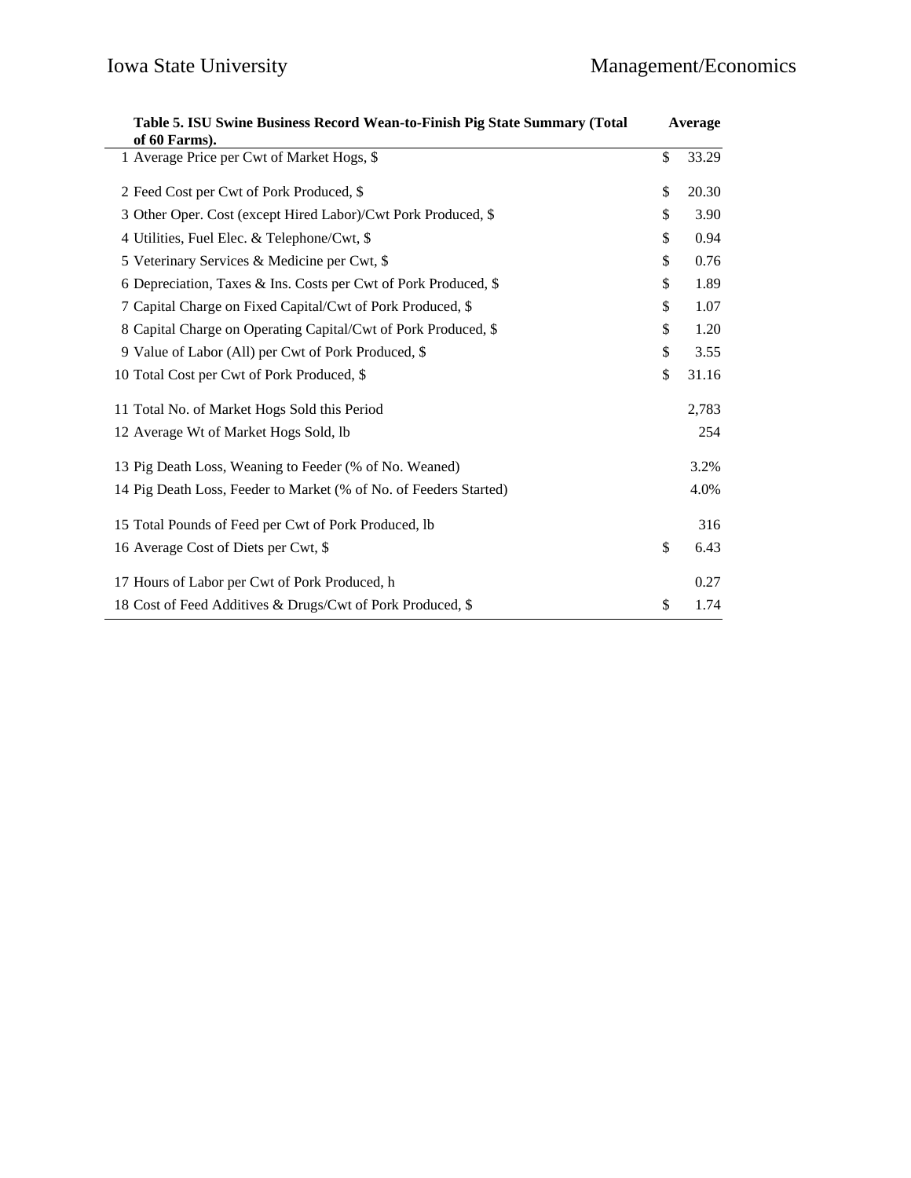| Table 5. ISU Swine Business Record Wean-to-Finish Pig State Summary (Total of 60 Farms). | Average |
| --- | --- |
| 1 Average Price per Cwt of Market Hogs, $ | $ 33.29 |
| 2 Feed Cost per Cwt of Pork Produced, $ | $ 20.30 |
| 3 Other Oper. Cost (except Hired Labor)/Cwt Pork Produced, $ | $ 3.90 |
| 4 Utilities, Fuel Elec. & Telephone/Cwt, $ | $ 0.94 |
| 5 Veterinary Services & Medicine per Cwt, $ | $ 0.76 |
| 6 Depreciation, Taxes & Ins. Costs per Cwt of Pork Produced, $ | $ 1.89 |
| 7 Capital Charge on Fixed Capital/Cwt of Pork Produced, $ | $ 1.07 |
| 8 Capital Charge on Operating Capital/Cwt of Pork Produced, $ | $ 1.20 |
| 9 Value of Labor (All) per Cwt of Pork Produced, $ | $ 3.55 |
| 10 Total Cost per Cwt of Pork Produced, $ | $ 31.16 |
| 11 Total No. of Market Hogs Sold this Period | 2,783 |
| 12 Average Wt of Market Hogs Sold, lb | 254 |
| 13 Pig Death Loss, Weaning to Feeder (% of No. Weaned) | 3.2% |
| 14 Pig Death Loss, Feeder to Market (% of No. of Feeders Started) | 4.0% |
| 15 Total Pounds of Feed per Cwt of Pork Produced, lb | 316 |
| 16 Average Cost of Diets per Cwt, $ | $ 6.43 |
| 17 Hours of Labor per Cwt of Pork Produced, h | 0.27 |
| 18 Cost of Feed Additives & Drugs/Cwt of Pork Produced, $ | $ 1.74 |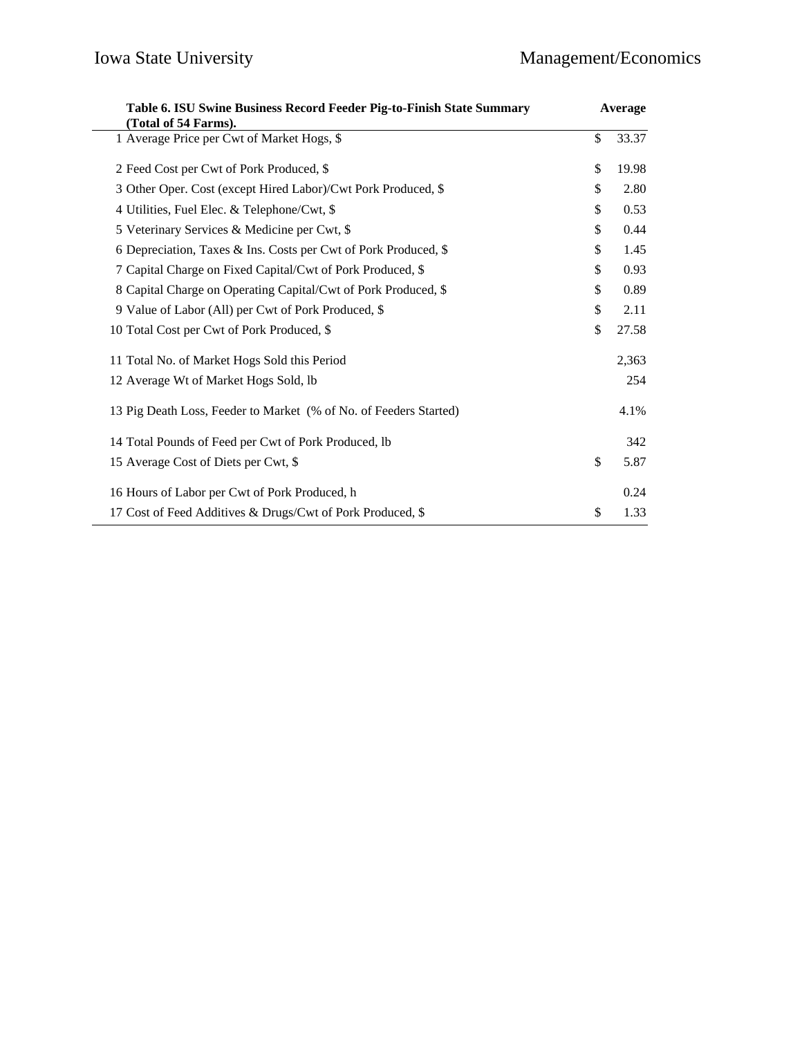| Table 6. ISU Swine Business Record Feeder Pig-to-Finish State Summary (Total of 54 Farms). | Average |
|---|---|
| 1 Average Price per Cwt of Market Hogs, $ | $ 33.37 |
| 2 Feed Cost per Cwt of Pork Produced, $ | $ 19.98 |
| 3 Other Oper. Cost (except Hired Labor)/Cwt Pork Produced, $ | $ 2.80 |
| 4 Utilities, Fuel Elec. & Telephone/Cwt, $ | $ 0.53 |
| 5 Veterinary Services & Medicine per Cwt, $ | $ 0.44 |
| 6 Depreciation, Taxes & Ins. Costs per Cwt of Pork Produced, $ | $ 1.45 |
| 7 Capital Charge on Fixed Capital/Cwt of Pork Produced, $ | $ 0.93 |
| 8 Capital Charge on Operating Capital/Cwt of Pork Produced, $ | $ 0.89 |
| 9 Value of Labor (All) per Cwt of Pork Produced, $ | $ 2.11 |
| 10 Total Cost per Cwt of Pork Produced, $ | $ 27.58 |
| 11 Total No. of Market Hogs Sold this Period | 2,363 |
| 12 Average Wt of Market Hogs Sold, lb | 254 |
| 13 Pig Death Loss, Feeder to Market (% of No. of Feeders Started) | 4.1% |
| 14 Total Pounds of Feed per Cwt of Pork Produced, lb | 342 |
| 15 Average Cost of Diets per Cwt, $ | $ 5.87 |
| 16 Hours of Labor per Cwt of Pork Produced, h | 0.24 |
| 17 Cost of Feed Additives & Drugs/Cwt of Pork Produced, $ | $ 1.33 |